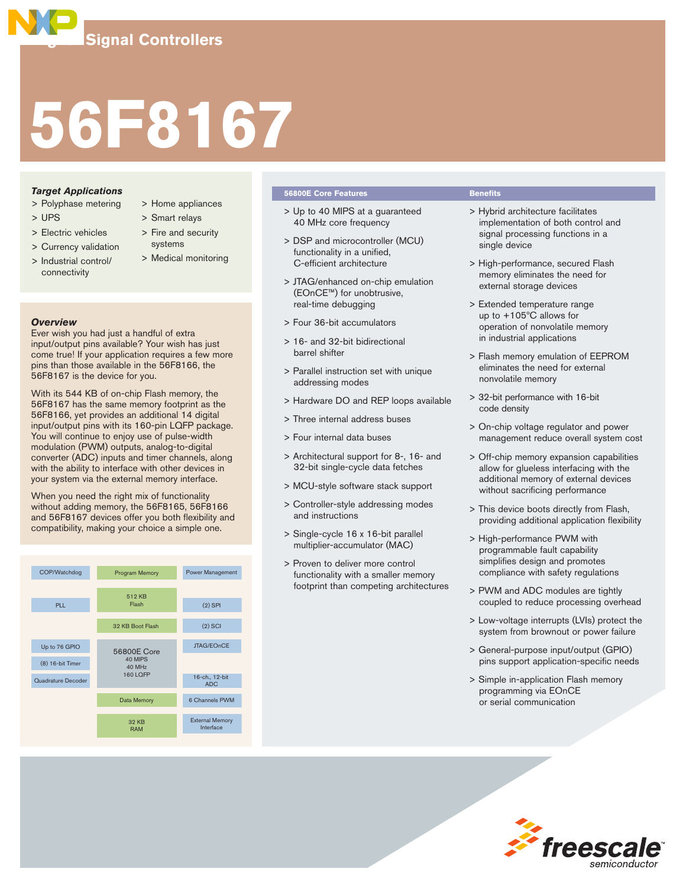# Digital Signal Controllers

# 56F8167

### *Target Applications*

- Polyphase metering
- UPS
- Electric vehicles
- Currency validation
- Industrial control/connectivity
- Home appliances
- Smart relays
- Fire and security systems
- Medical monitoring

### *Overview*

Ever wish you had just a handful of extra input/output pins available? Your wish has just come true! If your application requires a few more pins than those available in the 56F8166, the 56F8167 is the device for you.

With its 544 KB of on-chip Flash memory, the 56F8167 has the same memory footprint as the 56F8166, yet provides an additional 14 digital input/output pins with its 160-pin LQFP package. You will continue to enjoy use of pulse-width modulation (PWM) outputs, analog-to-digital converter (ADC) inputs and timer channels, along with the ability to interface with other devices in your system via the external memory interface.

When you need the right mix of functionality without adding memory, the 56F8165, 56F8166 and 56F8167 devices offer you both flexibility and compatibility, making your choice a simple one.

| | | |
|---|---|---|
| COP/Watchdog | Program Memory | Power Management |
| PLL | 512 KB Flash | (2) SPI |
| | 32 KB Boot Flash | (2) SCI |
| Up to 76 GPIO | 56800E Core 40 MIPS 40 MHz 160 LQFP | JTAG/EOnCE |
| (8) 16-bit Timer | | |
| Quadrature Decoder | | 16-ch., 12-bit ADC |
| | Data Memory | 6 Channels PWM |
| | 32 KB RAM | External Memory Interface |

### 56800E Core Features

- Up to 40 MIPS at a guaranteed 40 MHz core frequency
- DSP and microcontroller (MCU) functionality in a unified, C-efficient architecture
- JTAG/enhanced on-chip emulation (EOnCE™) for unobtrusive, real-time debugging
- Four 36-bit accumulators
- 16- and 32-bit bidirectional barrel shifter
- Parallel instruction set with unique addressing modes
- Hardware DO and REP loops available
- Three internal address buses
- Four internal data buses
- Architectural support for 8-, 16- and 32-bit single-cycle data fetches
- MCU-style software stack support
- Controller-style addressing modes and instructions
- Single-cycle 16 x 16-bit parallel multiplier-accumulator (MAC)
- Proven to deliver more control functionality with a smaller memory footprint than competing architectures

### Benefits

- Hybrid architecture facilitates implementation of both control and signal processing functions in a single device
- High-performance, secured Flash memory eliminates the need for external storage devices
- Extended temperature range up to +105°C allows for operation of nonvolatile memory in industrial applications
- Flash memory emulation of EEPROM eliminates the need for external nonvolatile memory
- 32-bit performance with 16-bit code density
- On-chip voltage regulator and power management reduce overall system cost
- Off-chip memory expansion capabilities allow for glueless interfacing with the additional memory of external devices without sacrificing performance
- This device boots directly from Flash, providing additional application flexibility
- High-performance PWM with programmable fault capability simplifies design and promotes compliance with safety regulations
- PWM and ADC modules are tightly coupled to reduce processing overhead
- Low-voltage interrupts (LVIs) protect the system from brownout or power failure
- General-purpose input/output (GPIO) pins support application-specific needs
- Simple in-application Flash memory programming via EOnCE or serial communication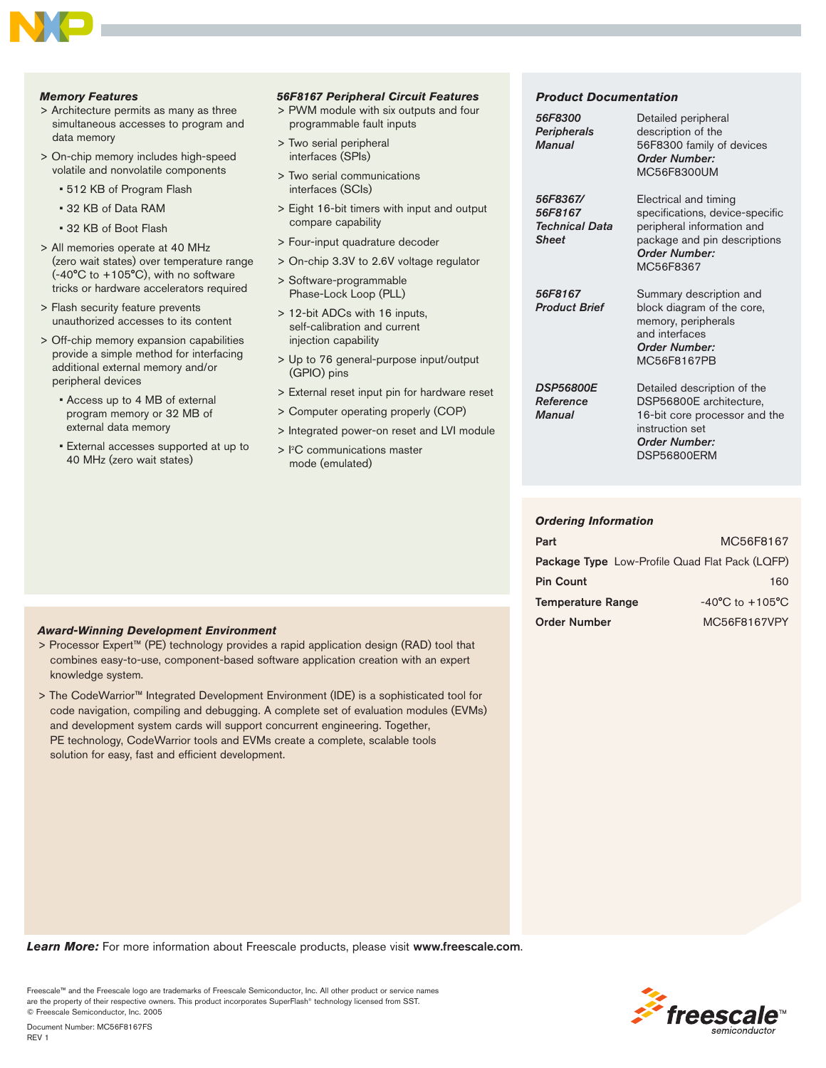### Memory Features

- Architecture permits as many as three simultaneous accesses to program and data memory
- On-chip memory includes high-speed volatile and nonvolatile components
  - 512 KB of Program Flash
  - 32 KB of Data RAM
  - 32 KB of Boot Flash
- All memories operate at 40 MHz (zero wait states) over temperature range (-40°C to +105°C), with no software tricks or hardware accelerators required
- Flash security feature prevents unauthorized accesses to its content
- Off-chip memory expansion capabilities provide a simple method for interfacing additional external memory and/or peripheral devices
  - Access up to 4 MB of external program memory or 32 MB of external data memory
  - External accesses supported at up to 40 MHz (zero wait states)

### 56F8167 Peripheral Circuit Features

- PWM module with six outputs and four programmable fault inputs
- Two serial peripheral interfaces (SPIs)
- Two serial communications interfaces (SCIs)
- Eight 16-bit timers with input and output compare capability
- Four-input quadrature decoder
- On-chip 3.3V to 2.6V voltage regulator
- Software-programmable Phase-Lock Loop (PLL)
- 12-bit ADCs with 16 inputs, self-calibration and current injection capability
- Up to 76 general-purpose input/output (GPIO) pins
- External reset input pin for hardware reset
- Computer operating properly (COP)
- Integrated power-on reset and LVI module
- I²C communications master mode (emulated)

### Product Documentation

| | |
|---|---|
| ***56F8300 Peripherals Manual*** | Detailed peripheral description of the 56F8300 family of devices<br>***Order Number:***<br>MC56F8300UM |
| ***56F8367/ 56F8167 Technical Data Sheet*** | Electrical and timing specifications, device-specific peripheral information and package and pin descriptions<br>***Order Number:***<br>MC56F8367 |
| ***56F8167 Product Brief*** | Summary description and block diagram of the core, memory, peripherals and interfaces<br>***Order Number:***<br>MC56F8167PB |
| ***DSP56800E Reference Manual*** | Detailed description of the DSP56800E architecture, 16-bit core processor and the instruction set<br>***Order Number:***<br>DSP56800ERM |

### Award-Winning Development Environment

- Processor Expert™ (PE) technology provides a rapid application design (RAD) tool that combines easy-to-use, component-based software application creation with an expert knowledge system.
- The CodeWarrior™ Integrated Development Environment (IDE) is a sophisticated tool for code navigation, compiling and debugging. A complete set of evaluation modules (EVMs) and development system cards will support concurrent engineering. Together, PE technology, CodeWarrior tools and EVMs create a complete, scalable tools solution for easy, fast and efficient development.

### Ordering Information

| | |
|---|---|
| **Part** | MC56F8167 |
| **Package Type** | Low-Profile Quad Flat Pack (LQFP) |
| **Pin Count** | 160 |
| **Temperature Range** | -40°C to +105°C |
| **Order Number** | MC56F8167VPY |

***Learn More:*** For more information about Freescale products, please visit **www.freescale.com**.

Freescale™ and the Freescale logo are trademarks of Freescale Semiconductor, Inc. All other product or service names are the property of their respective owners. This product incorporates SuperFlash® technology licensed from SST.
© Freescale Semiconductor, Inc. 2005

Document Number: MC56F8167FS
REV 1